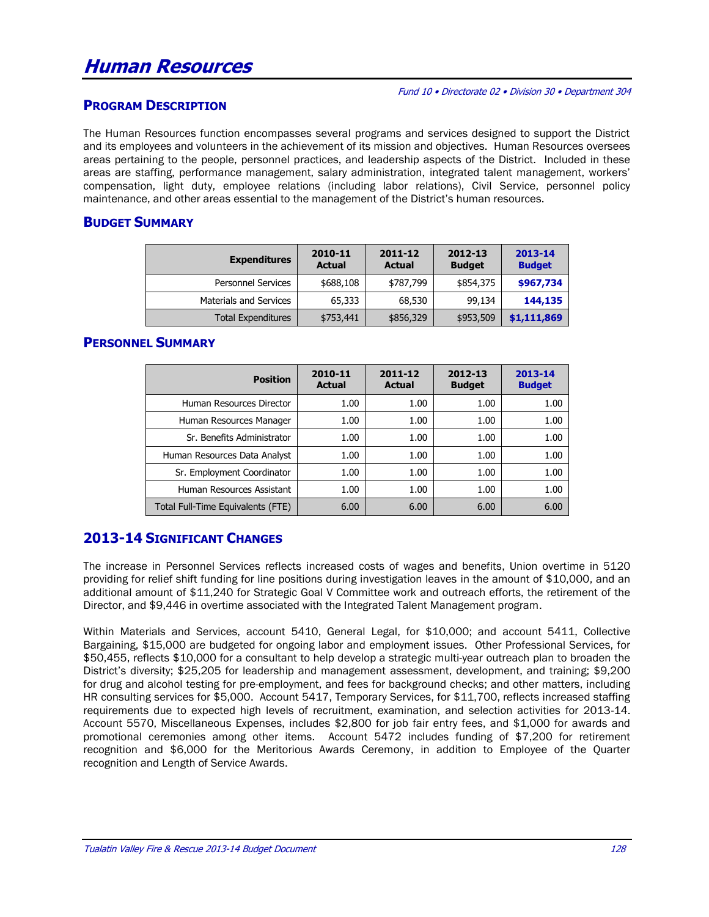# Human Resources

*Fund 10 • Directorate 02 • Division 30 • Department 304*

## PROGRAM DESCRIPTION

The Human Resources function encompasses several programs and services designed to support the District and its employees and volunteers in the achievement of its mission and objectives. Human Resources oversees areas pertaining to the people, personnel practices, and leadership aspects of the District. Included in these areas are staffing, performance management, salary administration, integrated talent management, workers' compensation, light duty, employee relations (including labor relations), Civil Service, personnel policy maintenance, and other areas essential to the management of the District's human resources.

## BUDGET SUMMARY

| Expenditures | 2010-11 Actual | 2011-12 Actual | 2012-13 Budget | 2013-14 Budget |
|---|---|---|---|---|
| Personnel Services | $688,108 | $787,799 | $854,375 | **$967,734** |
| Materials and Services | 65,333 | 68,530 | 99,134 | **144,135** |
| Total Expenditures | $753,441 | $856,329 | $953,509 | **$1,111,869** |

## PERSONNEL SUMMARY

| Position | 2010-11 Actual | 2011-12 Actual | 2012-13 Budget | 2013-14 Budget |
|---|---|---|---|---|
| Human Resources Director | 1.00 | 1.00 | 1.00 | 1.00 |
| Human Resources Manager | 1.00 | 1.00 | 1.00 | 1.00 |
| Sr. Benefits Administrator | 1.00 | 1.00 | 1.00 | 1.00 |
| Human Resources Data Analyst | 1.00 | 1.00 | 1.00 | 1.00 |
| Sr. Employment Coordinator | 1.00 | 1.00 | 1.00 | 1.00 |
| Human Resources Assistant | 1.00 | 1.00 | 1.00 | 1.00 |
| Total Full-Time Equivalents (FTE) | 6.00 | 6.00 | 6.00 | 6.00 |

## 2013-14 SIGNIFICANT CHANGES

The increase in Personnel Services reflects increased costs of wages and benefits, Union overtime in 5120 providing for relief shift funding for line positions during investigation leaves in the amount of $10,000, and an additional amount of $11,240 for Strategic Goal V Committee work and outreach efforts, the retirement of the Director, and $9,446 in overtime associated with the Integrated Talent Management program.

Within Materials and Services, account 5410, General Legal, for $10,000; and account 5411, Collective Bargaining, $15,000 are budgeted for ongoing labor and employment issues. Other Professional Services, for $50,455, reflects $10,000 for a consultant to help develop a strategic multi-year outreach plan to broaden the District's diversity; $25,205 for leadership and management assessment, development, and training; $9,200 for drug and alcohol testing for pre-employment, and fees for background checks; and other matters, including HR consulting services for $5,000. Account 5417, Temporary Services, for $11,700, reflects increased staffing requirements due to expected high levels of recruitment, examination, and selection activities for 2013-14. Account 5570, Miscellaneous Expenses, includes $2,800 for job fair entry fees, and $1,000 for awards and promotional ceremonies among other items. Account 5472 includes funding of $7,200 for retirement recognition and $6,000 for the Meritorious Awards Ceremony, in addition to Employee of the Quarter recognition and Length of Service Awards.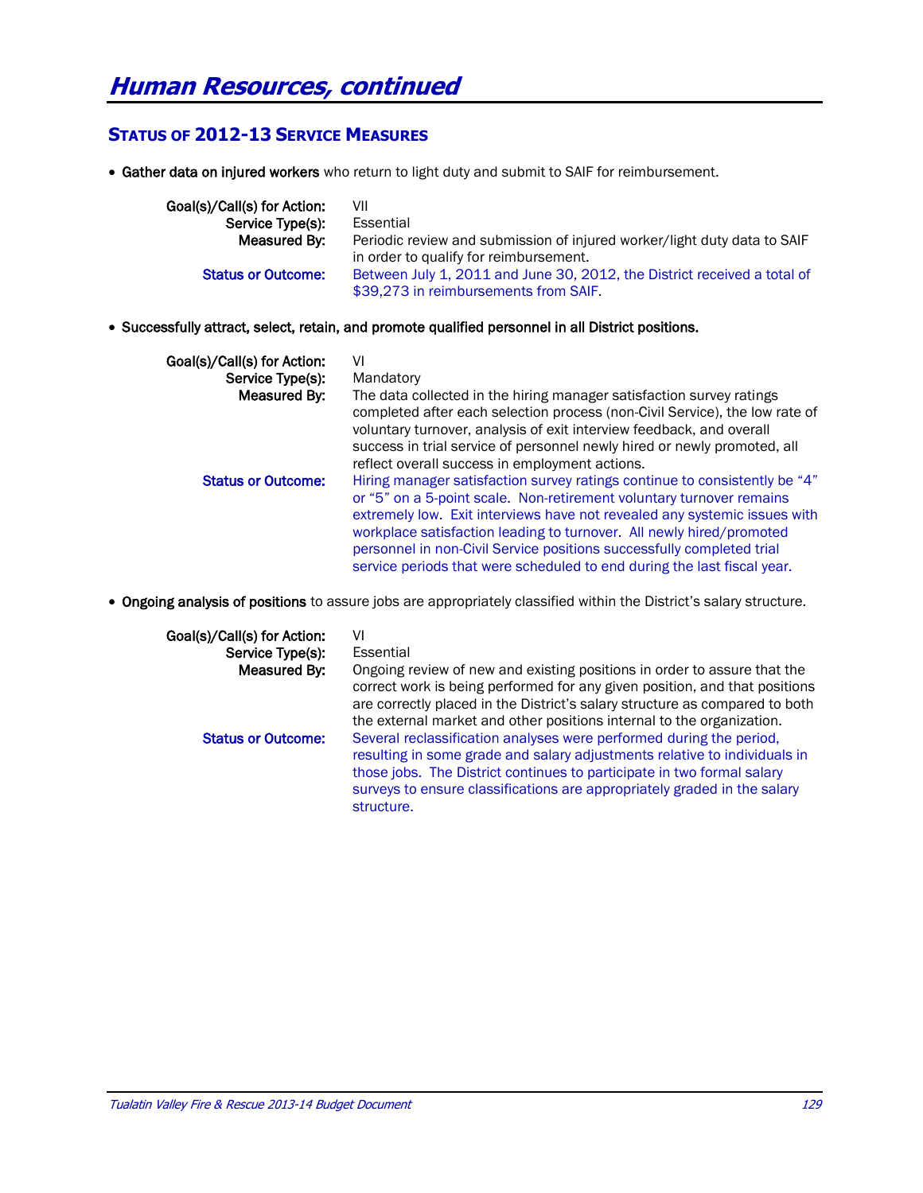# *Human Resources, continued*

## STATUS OF 2012-13 SERVICE MEASURES

- **Gather data on injured workers** who return to light duty and submit to SAIF for reimbursement.

**Goal(s)/Call(s) for Action:** VII
**Service Type(s):** Essential
**Measured By:** Periodic review and submission of injured worker/light duty data to SAIF in order to qualify for reimbursement.
**Status or Outcome:** Between July 1, 2011 and June 30, 2012, the District received a total of $39,273 in reimbursements from SAIF.

- **Successfully attract, select, retain, and promote qualified personnel in all District positions.**

**Goal(s)/Call(s) for Action:** VI
**Service Type(s):** Mandatory
**Measured By:** The data collected in the hiring manager satisfaction survey ratings completed after each selection process (non-Civil Service), the low rate of voluntary turnover, analysis of exit interview feedback, and overall success in trial service of personnel newly hired or newly promoted, all reflect overall success in employment actions.
**Status or Outcome:** Hiring manager satisfaction survey ratings continue to consistently be "4" or "5" on a 5-point scale. Non-retirement voluntary turnover remains extremely low. Exit interviews have not revealed any systemic issues with workplace satisfaction leading to turnover. All newly hired/promoted personnel in non-Civil Service positions successfully completed trial service periods that were scheduled to end during the last fiscal year.

- **Ongoing analysis of positions** to assure jobs are appropriately classified within the District's salary structure.

**Goal(s)/Call(s) for Action:** VI
**Service Type(s):** Essential
**Measured By:** Ongoing review of new and existing positions in order to assure that the correct work is being performed for any given position, and that positions are correctly placed in the District's salary structure as compared to both the external market and other positions internal to the organization.
**Status or Outcome:** Several reclassification analyses were performed during the period, resulting in some grade and salary adjustments relative to individuals in those jobs. The District continues to participate in two formal salary surveys to ensure classifications are appropriately graded in the salary structure.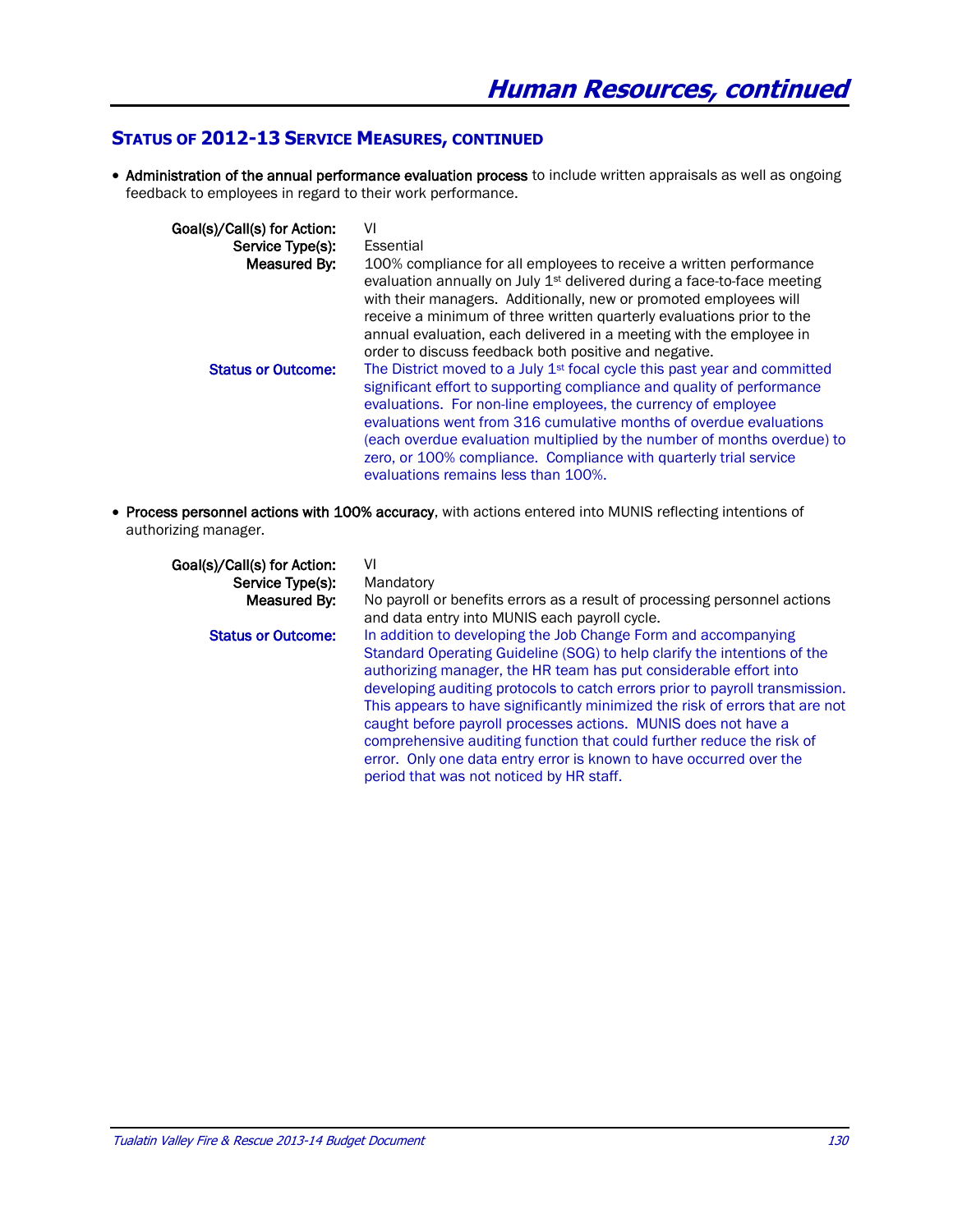## Status of 2012-13 Service Measures, continued

- **Administration of the annual performance evaluation process** to include written appraisals as well as ongoing feedback to employees in regard to their work performance.

**Goal(s)/Call(s) for Action:** VI

**Service Type(s):** Essential

**Measured By:** 100% compliance for all employees to receive a written performance evaluation annually on July 1st delivered during a face-to-face meeting with their managers. Additionally, new or promoted employees will receive a minimum of three written quarterly evaluations prior to the annual evaluation, each delivered in a meeting with the employee in order to discuss feedback both positive and negative.

**Status or Outcome:** The District moved to a July 1st focal cycle this past year and committed significant effort to supporting compliance and quality of performance evaluations. For non-line employees, the currency of employee evaluations went from 316 cumulative months of overdue evaluations (each overdue evaluation multiplied by the number of months overdue) to zero, or 100% compliance. Compliance with quarterly trial service evaluations remains less than 100%.

- **Process personnel actions with 100% accuracy**, with actions entered into MUNIS reflecting intentions of authorizing manager.

**Goal(s)/Call(s) for Action:** VI

**Service Type(s):** Mandatory

**Measured By:** No payroll or benefits errors as a result of processing personnel actions and data entry into MUNIS each payroll cycle.

**Status or Outcome:** In addition to developing the Job Change Form and accompanying Standard Operating Guideline (SOG) to help clarify the intentions of the authorizing manager, the HR team has put considerable effort into developing auditing protocols to catch errors prior to payroll transmission. This appears to have significantly minimized the risk of errors that are not caught before payroll processes actions. MUNIS does not have a comprehensive auditing function that could further reduce the risk of error. Only one data entry error is known to have occurred over the period that was not noticed by HR staff.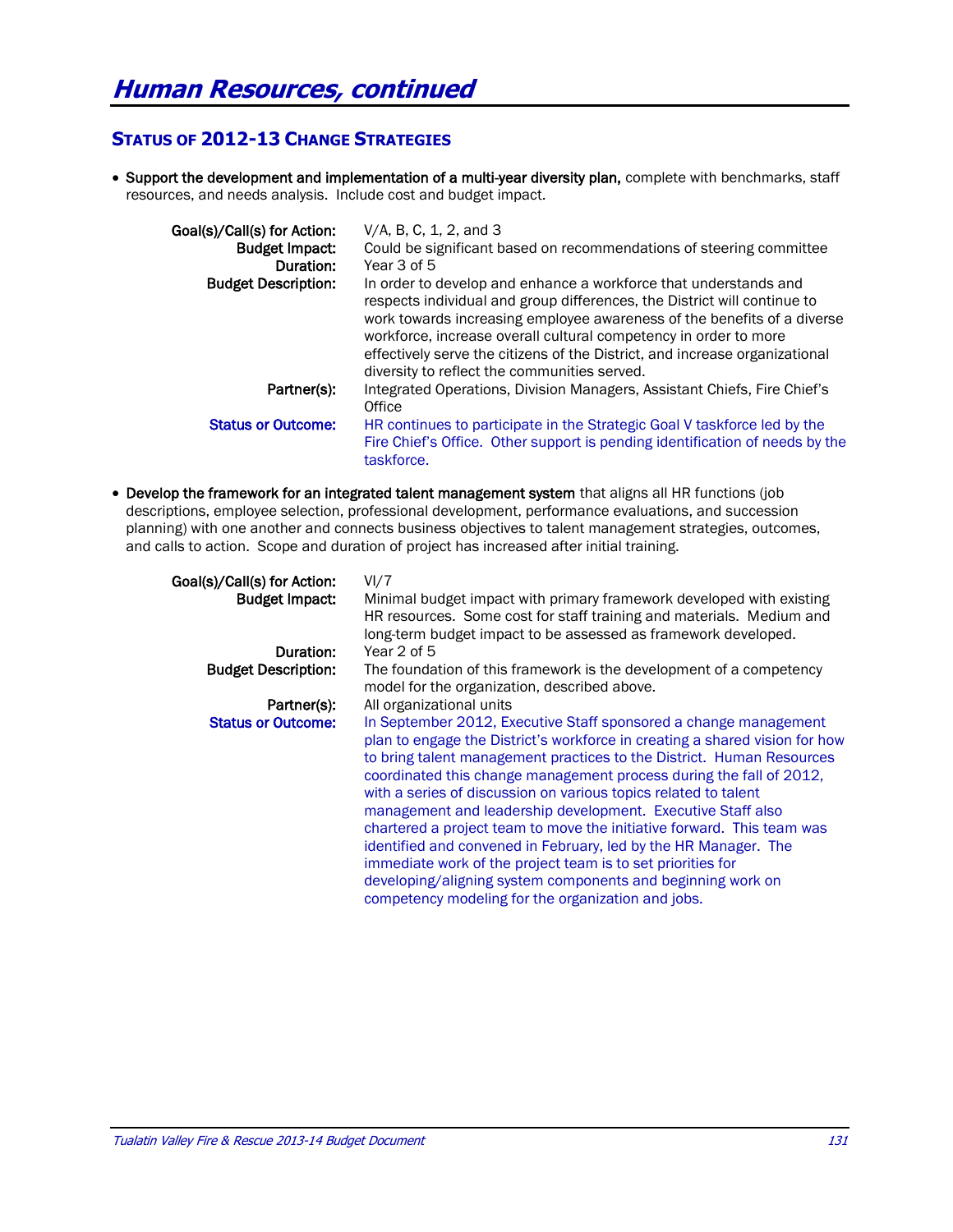# *Human Resources, continued*

## Status of 2012-13 Change Strategies

- **Support the development and implementation of a multi-year diversity plan,** complete with benchmarks, staff resources, and needs analysis. Include cost and budget impact.

**Goal(s)/Call(s) for Action:** V/A, B, C, 1, 2, and 3

**Budget Impact:** Could be significant based on recommendations of steering committee

**Duration:** Year 3 of 5

**Budget Description:** In order to develop and enhance a workforce that understands and respects individual and group differences, the District will continue to work towards increasing employee awareness of the benefits of a diverse workforce, increase overall cultural competency in order to more effectively serve the citizens of the District, and increase organizational diversity to reflect the communities served.

**Partner(s):** Integrated Operations, Division Managers, Assistant Chiefs, Fire Chief's Office

**Status or Outcome:** HR continues to participate in the Strategic Goal V taskforce led by the Fire Chief's Office. Other support is pending identification of needs by the taskforce.

- **Develop the framework for an integrated talent management system** that aligns all HR functions (job descriptions, employee selection, professional development, performance evaluations, and succession planning) with one another and connects business objectives to talent management strategies, outcomes, and calls to action. Scope and duration of project has increased after initial training.

**Goal(s)/Call(s) for Action:** VI/7

**Budget Impact:** Minimal budget impact with primary framework developed with existing HR resources. Some cost for staff training and materials. Medium and long-term budget impact to be assessed as framework developed.

**Duration:** Year 2 of 5

**Budget Description:** The foundation of this framework is the development of a competency model for the organization, described above.

**Partner(s):** All organizational units

**Status or Outcome:** In September 2012, Executive Staff sponsored a change management plan to engage the District's workforce in creating a shared vision for how to bring talent management practices to the District. Human Resources coordinated this change management process during the fall of 2012, with a series of discussion on various topics related to talent management and leadership development. Executive Staff also chartered a project team to move the initiative forward. This team was identified and convened in February, led by the HR Manager. The immediate work of the project team is to set priorities for developing/aligning system components and beginning work on competency modeling for the organization and jobs.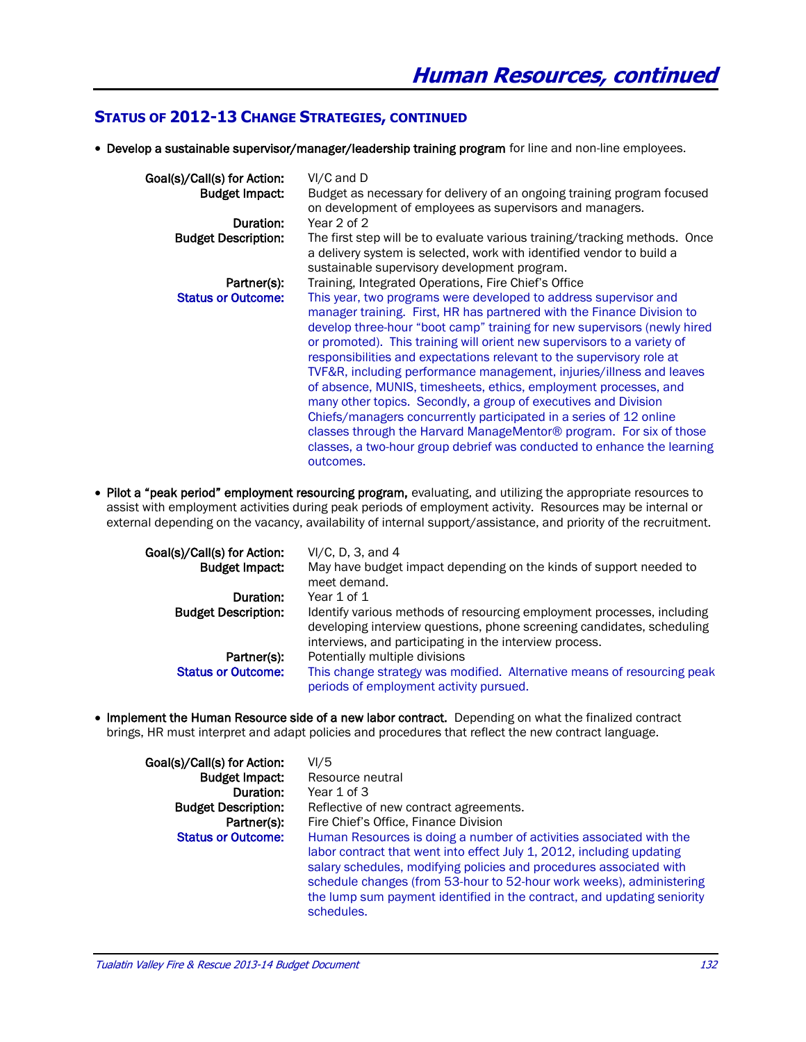## Human Resources, continued

### Status of 2012-13 Change Strategies, continued

- **Develop a sustainable supervisor/manager/leadership training program** for line and non-line employees.

  **Goal(s)/Call(s) for Action:** VI/C and D
  **Budget Impact:** Budget as necessary for delivery of an ongoing training program focused on development of employees as supervisors and managers.
  **Duration:** Year 2 of 2
  **Budget Description:** The first step will be to evaluate various training/tracking methods. Once a delivery system is selected, work with identified vendor to build a sustainable supervisory development program.
  **Partner(s):** Training, Integrated Operations, Fire Chief's Office
  **Status or Outcome:** This year, two programs were developed to address supervisor and manager training. First, HR has partnered with the Finance Division to develop three-hour "boot camp" training for new supervisors (newly hired or promoted). This training will orient new supervisors to a variety of responsibilities and expectations relevant to the supervisory role at TVF&R, including performance management, injuries/illness and leaves of absence, MUNIS, timesheets, ethics, employment processes, and many other topics. Secondly, a group of executives and Division Chiefs/managers concurrently participated in a series of 12 online classes through the Harvard ManageMentor® program. For six of those classes, a two-hour group debrief was conducted to enhance the learning outcomes.

- **Pilot a "peak period" employment resourcing program,** evaluating, and utilizing the appropriate resources to assist with employment activities during peak periods of employment activity. Resources may be internal or external depending on the vacancy, availability of internal support/assistance, and priority of the recruitment.

  **Goal(s)/Call(s) for Action:** VI/C, D, 3, and 4
  **Budget Impact:** May have budget impact depending on the kinds of support needed to meet demand.
  **Duration:** Year 1 of 1
  **Budget Description:** Identify various methods of resourcing employment processes, including developing interview questions, phone screening candidates, scheduling interviews, and participating in the interview process.
  **Partner(s):** Potentially multiple divisions
  **Status or Outcome:** This change strategy was modified. Alternative means of resourcing peak periods of employment activity pursued.

- **Implement the Human Resource side of a new labor contract.** Depending on what the finalized contract brings, HR must interpret and adapt policies and procedures that reflect the new contract language.

  **Goal(s)/Call(s) for Action:** VI/5
  **Budget Impact:** Resource neutral
  **Duration:** Year 1 of 3
  **Budget Description:** Reflective of new contract agreements.
  **Partner(s):** Fire Chief's Office, Finance Division
  **Status or Outcome:** Human Resources is doing a number of activities associated with the labor contract that went into effect July 1, 2012, including updating salary schedules, modifying policies and procedures associated with schedule changes (from 53-hour to 52-hour work weeks), administering the lump sum payment identified in the contract, and updating seniority schedules.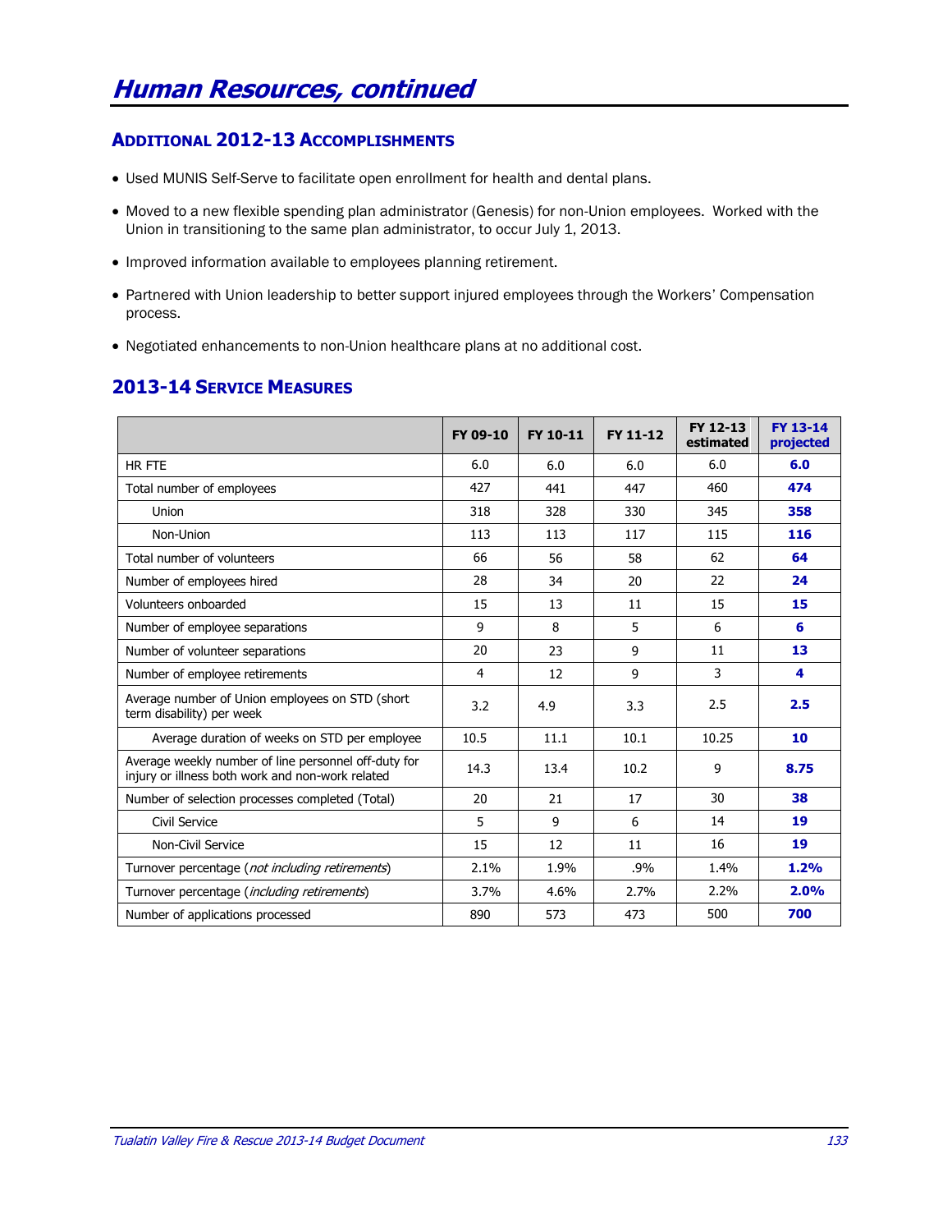# Human Resources, continued

## Additional 2012-13 Accomplishments

- Used MUNIS Self-Serve to facilitate open enrollment for health and dental plans.
- Moved to a new flexible spending plan administrator (Genesis) for non-Union employees. Worked with the Union in transitioning to the same plan administrator, to occur July 1, 2013.
- Improved information available to employees planning retirement.
- Partnered with Union leadership to better support injured employees through the Workers' Compensation process.
- Negotiated enhancements to non-Union healthcare plans at no additional cost.

## 2013-14 Service Measures

| | FY 09-10 | FY 10-11 | FY 11-12 | FY 12-13 estimated | FY 13-14 projected |
|---|---|---|---|---|---|
| HR FTE | 6.0 | 6.0 | 6.0 | 6.0 | **6.0** |
| Total number of employees | 427 | 441 | 447 | 460 | **474** |
| Union | 318 | 328 | 330 | 345 | **358** |
| Non-Union | 113 | 113 | 117 | 115 | **116** |
| Total number of volunteers | 66 | 56 | 58 | 62 | **64** |
| Number of employees hired | 28 | 34 | 20 | 22 | **24** |
| Volunteers onboarded | 15 | 13 | 11 | 15 | **15** |
| Number of employee separations | 9 | 8 | 5 | 6 | **6** |
| Number of volunteer separations | 20 | 23 | 9 | 11 | **13** |
| Number of employee retirements | 4 | 12 | 9 | 3 | **4** |
| Average number of Union employees on STD (short term disability) per week | 3.2 | 4.9 | 3.3 | 2.5 | **2.5** |
| Average duration of weeks on STD per employee | 10.5 | 11.1 | 10.1 | 10.25 | **10** |
| Average weekly number of line personnel off-duty for injury or illness both work and non-work related | 14.3 | 13.4 | 10.2 | 9 | **8.75** |
| Number of selection processes completed (Total) | 20 | 21 | 17 | 30 | **38** |
| Civil Service | 5 | 9 | 6 | 14 | **19** |
| Non-Civil Service | 15 | 12 | 11 | 16 | **19** |
| Turnover percentage (*not including retirements*) | 2.1% | 1.9% | .9% | 1.4% | **1.2%** |
| Turnover percentage (*including retirements*) | 3.7% | 4.6% | 2.7% | 2.2% | **2.0%** |
| Number of applications processed | 890 | 573 | 473 | 500 | **700** |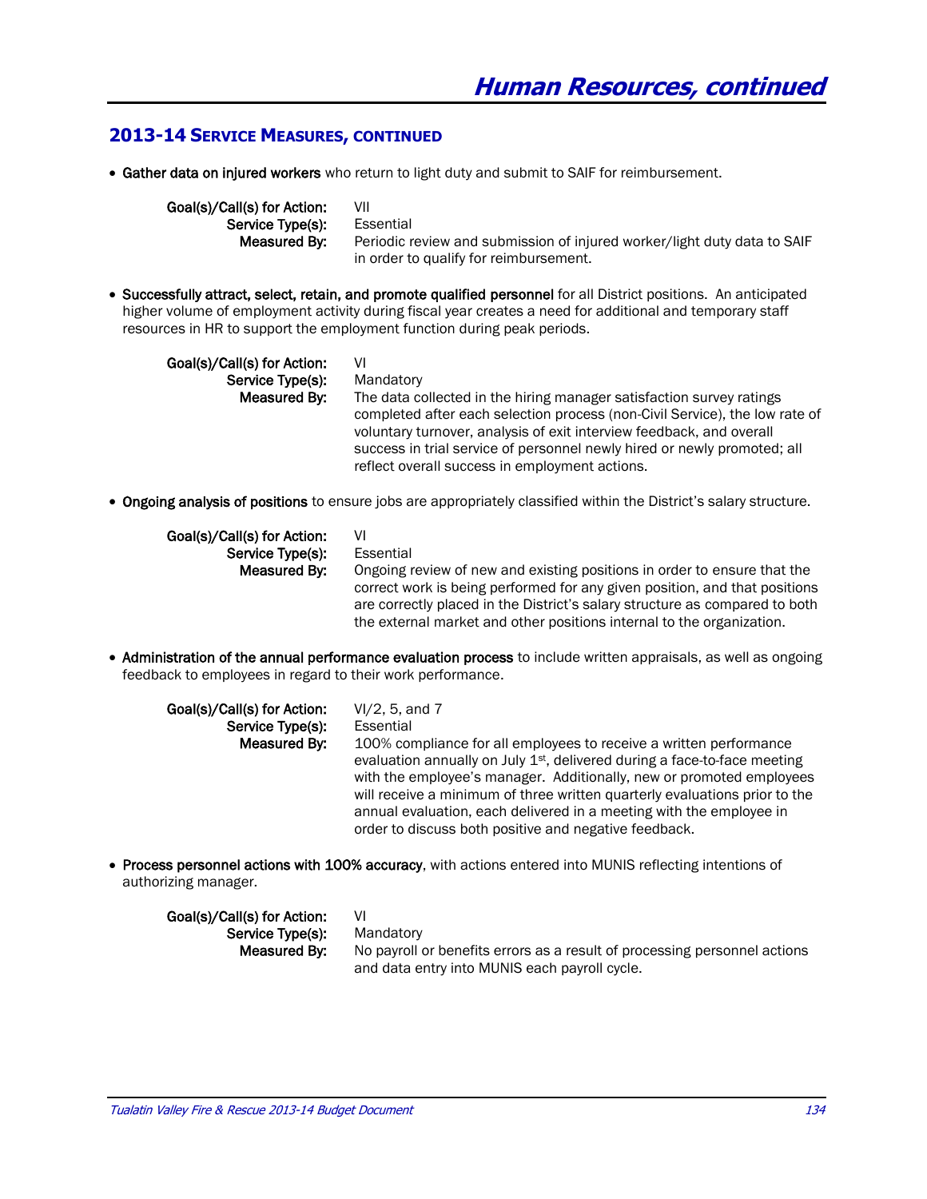## 2013-14 Service Measures, continued

- **Gather data on injured workers** who return to light duty and submit to SAIF for reimbursement.

  **Goal(s)/Call(s) for Action:** VII
  **Service Type(s):** Essential
  **Measured By:** Periodic review and submission of injured worker/light duty data to SAIF in order to qualify for reimbursement.

- **Successfully attract, select, retain, and promote qualified personnel** for all District positions. An anticipated higher volume of employment activity during fiscal year creates a need for additional and temporary staff resources in HR to support the employment function during peak periods.

  **Goal(s)/Call(s) for Action:** VI
  **Service Type(s):** Mandatory
  **Measured By:** The data collected in the hiring manager satisfaction survey ratings completed after each selection process (non-Civil Service), the low rate of voluntary turnover, analysis of exit interview feedback, and overall success in trial service of personnel newly hired or newly promoted; all reflect overall success in employment actions.

- **Ongoing analysis of positions** to ensure jobs are appropriately classified within the District's salary structure.

  **Goal(s)/Call(s) for Action:** VI
  **Service Type(s):** Essential
  **Measured By:** Ongoing review of new and existing positions in order to ensure that the correct work is being performed for any given position, and that positions are correctly placed in the District's salary structure as compared to both the external market and other positions internal to the organization.

- **Administration of the annual performance evaluation process** to include written appraisals, as well as ongoing feedback to employees in regard to their work performance.

  **Goal(s)/Call(s) for Action:** VI/2, 5, and 7
  **Service Type(s):** Essential
  **Measured By:** 100% compliance for all employees to receive a written performance evaluation annually on July 1st, delivered during a face-to-face meeting with the employee's manager. Additionally, new or promoted employees will receive a minimum of three written quarterly evaluations prior to the annual evaluation, each delivered in a meeting with the employee in order to discuss both positive and negative feedback.

- **Process personnel actions with 100% accuracy**, with actions entered into MUNIS reflecting intentions of authorizing manager.

  **Goal(s)/Call(s) for Action:** VI
  **Service Type(s):** Mandatory
  **Measured By:** No payroll or benefits errors as a result of processing personnel actions and data entry into MUNIS each payroll cycle.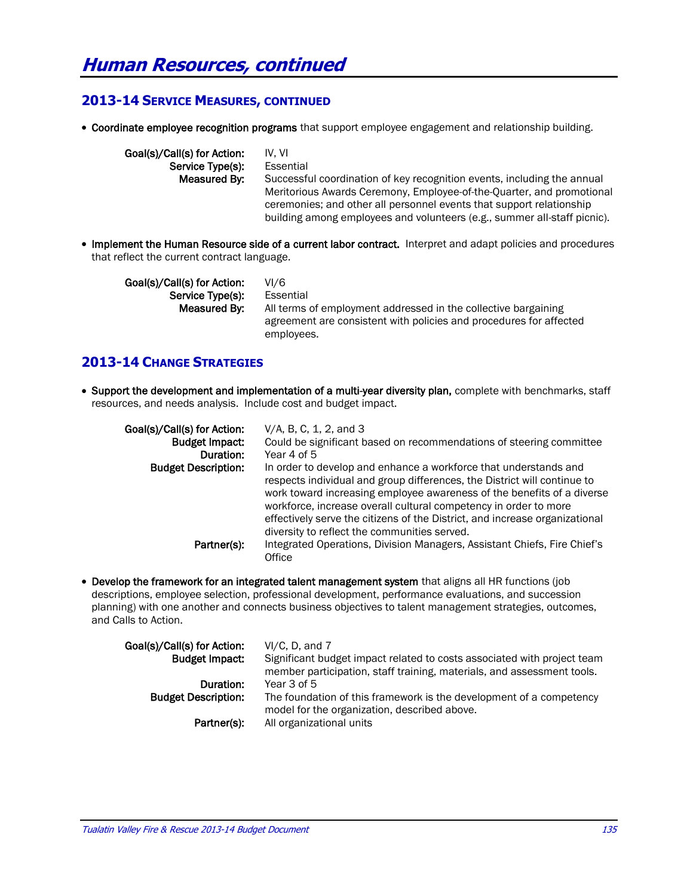# Human Resources, continued

## 2013-14 Service Measures, continued

- **Coordinate employee recognition programs** that support employee engagement and relationship building.

  **Goal(s)/Call(s) for Action:** IV, VI
  **Service Type(s):** Essential
  **Measured By:** Successful coordination of key recognition events, including the annual Meritorious Awards Ceremony, Employee-of-the-Quarter, and promotional ceremonies; and other all personnel events that support relationship building among employees and volunteers (e.g., summer all-staff picnic).

- **Implement the Human Resource side of a current labor contract.** Interpret and adapt policies and procedures that reflect the current contract language.

  **Goal(s)/Call(s) for Action:** VI/6
  **Service Type(s):** Essential
  **Measured By:** All terms of employment addressed in the collective bargaining agreement are consistent with policies and procedures for affected employees.

## 2013-14 Change Strategies

- **Support the development and implementation of a multi-year diversity plan,** complete with benchmarks, staff resources, and needs analysis. Include cost and budget impact.

  **Goal(s)/Call(s) for Action:** V/A, B, C, 1, 2, and 3
  **Budget Impact:** Could be significant based on recommendations of steering committee
  **Duration:** Year 4 of 5
  **Budget Description:** In order to develop and enhance a workforce that understands and respects individual and group differences, the District will continue to work toward increasing employee awareness of the benefits of a diverse workforce, increase overall cultural competency in order to more effectively serve the citizens of the District, and increase organizational diversity to reflect the communities served.
  **Partner(s):** Integrated Operations, Division Managers, Assistant Chiefs, Fire Chief's Office

- **Develop the framework for an integrated talent management system** that aligns all HR functions (job descriptions, employee selection, professional development, performance evaluations, and succession planning) with one another and connects business objectives to talent management strategies, outcomes, and Calls to Action.

  **Goal(s)/Call(s) for Action:** VI/C, D, and 7
  **Budget Impact:** Significant budget impact related to costs associated with project team member participation, staff training, materials, and assessment tools.
  **Duration:** Year 3 of 5
  **Budget Description:** The foundation of this framework is the development of a competency model for the organization, described above.
  **Partner(s):** All organizational units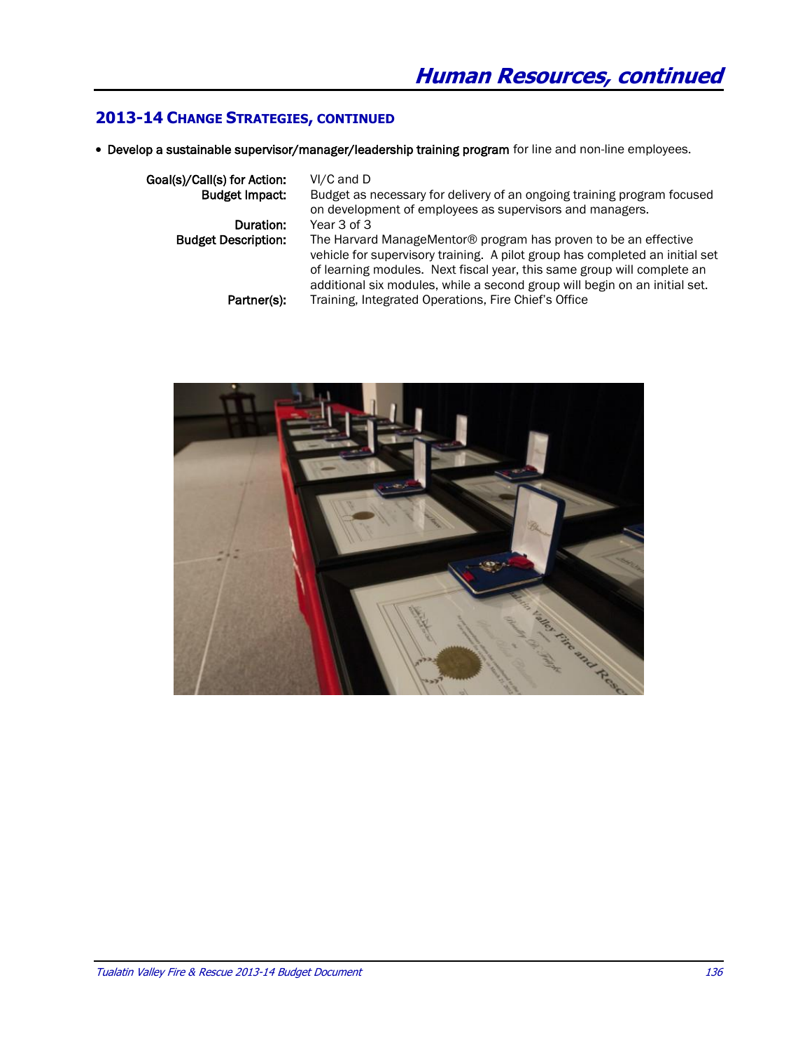## 2013-14 Change Strategies, continued

- **Develop a sustainable supervisor/manager/leadership training program** for line and non-line employees.

**Goal(s)/Call(s) for Action:** VI/C and D

**Budget Impact:** Budget as necessary for delivery of an ongoing training program focused on development of employees as supervisors and managers.

**Duration:** Year 3 of 3

**Budget Description:** The Harvard ManageMentor® program has proven to be an effective vehicle for supervisory training. A pilot group has completed an initial set of learning modules. Next fiscal year, this same group will complete an additional six modules, while a second group will begin on an initial set.

**Partner(s):** Training, Integrated Operations, Fire Chief's Office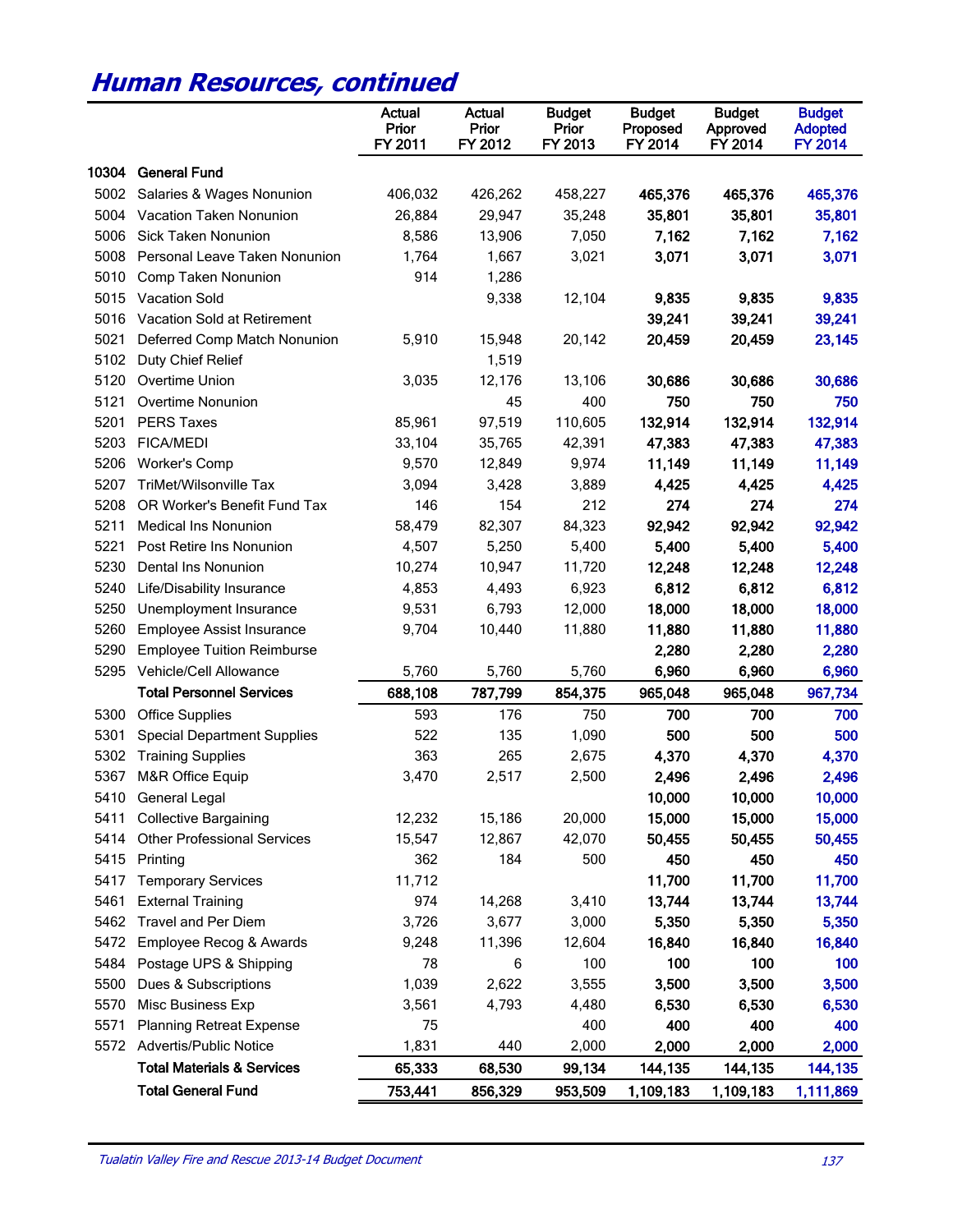# Human Resources, continued

| | | Actual Prior FY 2011 | Actual Prior FY 2012 | Budget Prior FY 2013 | Budget Proposed FY 2014 | Budget Approved FY 2014 | Budget Adopted FY 2014 |
|---|---|---|---|---|---|---|---|
| **10304** | **General Fund** | | | | | | |
| 5002 | Salaries & Wages Nonunion | 406,032 | 426,262 | 458,227 | **465,376** | **465,376** | 465,376 |
| 5004 | Vacation Taken Nonunion | 26,884 | 29,947 | 35,248 | **35,801** | **35,801** | 35,801 |
| 5006 | Sick Taken Nonunion | 8,586 | 13,906 | 7,050 | **7,162** | **7,162** | 7,162 |
| 5008 | Personal Leave Taken Nonunion | 1,764 | 1,667 | 3,021 | **3,071** | **3,071** | 3,071 |
| 5010 | Comp Taken Nonunion | 914 | 1,286 | | | | |
| 5015 | Vacation Sold | | 9,338 | 12,104 | **9,835** | **9,835** | 9,835 |
| 5016 | Vacation Sold at Retirement | | | | **39,241** | **39,241** | 39,241 |
| 5021 | Deferred Comp Match Nonunion | 5,910 | 15,948 | 20,142 | **20,459** | **20,459** | 23,145 |
| 5102 | Duty Chief Relief | | 1,519 | | | | |
| 5120 | Overtime Union | 3,035 | 12,176 | 13,106 | **30,686** | **30,686** | 30,686 |
| 5121 | Overtime Nonunion | | 45 | 400 | **750** | **750** | 750 |
| 5201 | PERS Taxes | 85,961 | 97,519 | 110,605 | **132,914** | **132,914** | 132,914 |
| 5203 | FICA/MEDI | 33,104 | 35,765 | 42,391 | **47,383** | **47,383** | 47,383 |
| 5206 | Worker's Comp | 9,570 | 12,849 | 9,974 | **11,149** | **11,149** | 11,149 |
| 5207 | TriMet/Wilsonville Tax | 3,094 | 3,428 | 3,889 | **4,425** | **4,425** | 4,425 |
| 5208 | OR Worker's Benefit Fund Tax | 146 | 154 | 212 | **274** | **274** | 274 |
| 5211 | Medical Ins Nonunion | 58,479 | 82,307 | 84,323 | **92,942** | **92,942** | 92,942 |
| 5221 | Post Retire Ins Nonunion | 4,507 | 5,250 | 5,400 | **5,400** | **5,400** | 5,400 |
| 5230 | Dental Ins Nonunion | 10,274 | 10,947 | 11,720 | **12,248** | **12,248** | 12,248 |
| 5240 | Life/Disability Insurance | 4,853 | 4,493 | 6,923 | **6,812** | **6,812** | 6,812 |
| 5250 | Unemployment Insurance | 9,531 | 6,793 | 12,000 | **18,000** | **18,000** | 18,000 |
| 5260 | Employee Assist Insurance | 9,704 | 10,440 | 11,880 | **11,880** | **11,880** | 11,880 |
| 5290 | Employee Tuition Reimburse | | | | **2,280** | **2,280** | 2,280 |
| 5295 | Vehicle/Cell Allowance | 5,760 | 5,760 | 5,760 | **6,960** | **6,960** | 6,960 |
| | **Total Personnel Services** | **688,108** | **787,799** | **854,375** | **965,048** | **965,048** | **967,734** |
| 5300 | Office Supplies | 593 | 176 | 750 | **700** | **700** | 700 |
| 5301 | Special Department Supplies | 522 | 135 | 1,090 | **500** | **500** | 500 |
| 5302 | Training Supplies | 363 | 265 | 2,675 | **4,370** | **4,370** | 4,370 |
| 5367 | M&R Office Equip | 3,470 | 2,517 | 2,500 | **2,496** | **2,496** | 2,496 |
| 5410 | General Legal | | | | **10,000** | **10,000** | 10,000 |
| 5411 | Collective Bargaining | 12,232 | 15,186 | 20,000 | **15,000** | **15,000** | 15,000 |
| 5414 | Other Professional Services | 15,547 | 12,867 | 42,070 | **50,455** | **50,455** | 50,455 |
| 5415 | Printing | 362 | 184 | 500 | **450** | **450** | 450 |
| 5417 | Temporary Services | 11,712 | | | **11,700** | **11,700** | 11,700 |
| 5461 | External Training | 974 | 14,268 | 3,410 | **13,744** | **13,744** | 13,744 |
| 5462 | Travel and Per Diem | 3,726 | 3,677 | 3,000 | **5,350** | **5,350** | 5,350 |
| 5472 | Employee Recog & Awards | 9,248 | 11,396 | 12,604 | **16,840** | **16,840** | 16,840 |
| 5484 | Postage UPS & Shipping | 78 | 6 | 100 | **100** | **100** | 100 |
| 5500 | Dues & Subscriptions | 1,039 | 2,622 | 3,555 | **3,500** | **3,500** | 3,500 |
| 5570 | Misc Business Exp | 3,561 | 4,793 | 4,480 | **6,530** | **6,530** | 6,530 |
| 5571 | Planning Retreat Expense | 75 | | 400 | **400** | **400** | 400 |
| 5572 | Advertis/Public Notice | 1,831 | 440 | 2,000 | **2,000** | **2,000** | 2,000 |
| | **Total Materials & Services** | **65,333** | **68,530** | **99,134** | **144,135** | **144,135** | **144,135** |
| | **Total General Fund** | **753,441** | **856,329** | **953,509** | **1,109,183** | **1,109,183** | **1,111,869** |